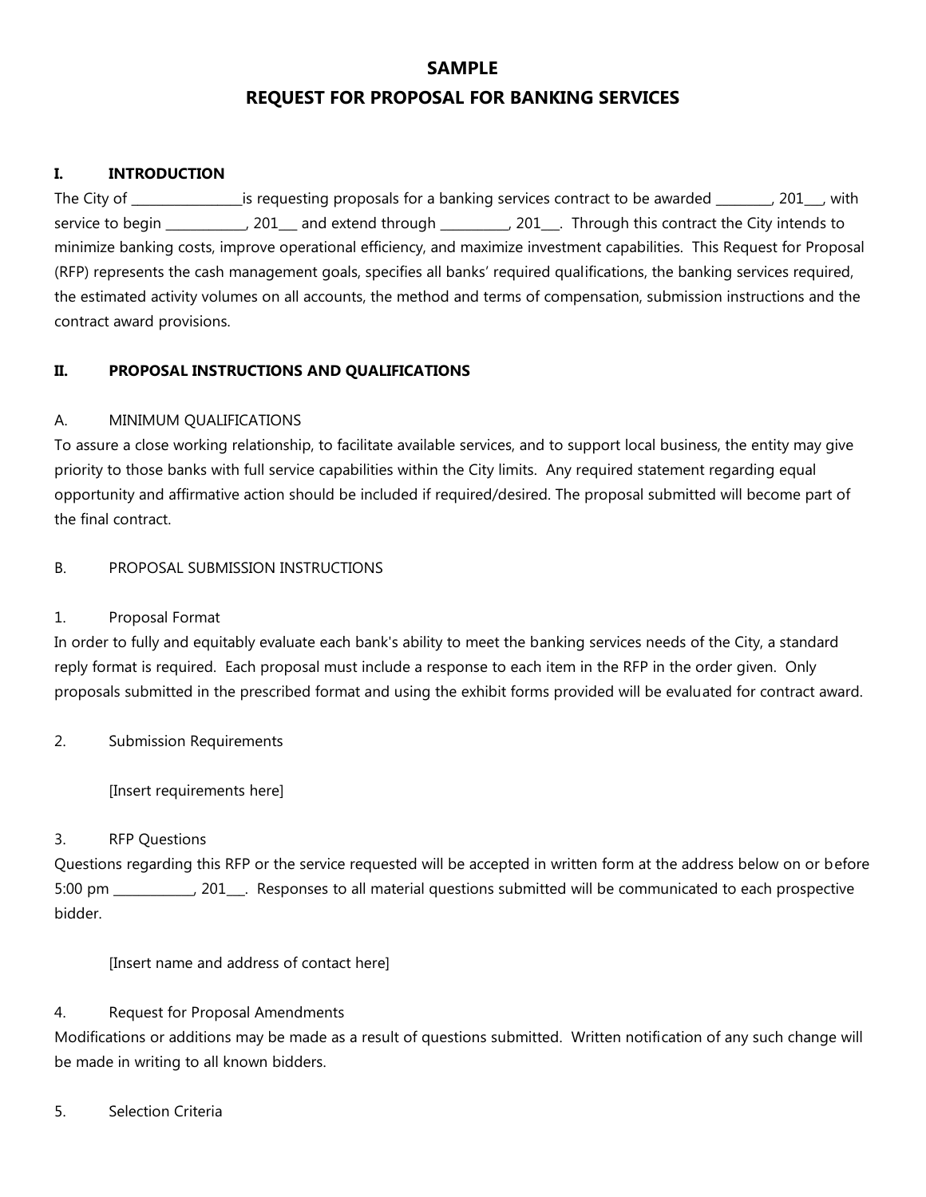# SAMPLE
# REQUEST FOR PROPOSAL FOR BANKING SERVICES

## I. INTRODUCTION

The City of _________________is requesting proposals for a banking services contract to be awarded _________, 201___, with service to begin ____________, 201___ and extend through __________, 201___. Through this contract the City intends to minimize banking costs, improve operational efficiency, and maximize investment capabilities. This Request for Proposal (RFP) represents the cash management goals, specifies all banks' required qualifications, the banking services required, the estimated activity volumes on all accounts, the method and terms of compensation, submission instructions and the contract award provisions.

## II. PROPOSAL INSTRUCTIONS AND QUALIFICATIONS

### A. MINIMUM QUALIFICATIONS

To assure a close working relationship, to facilitate available services, and to support local business, the entity may give priority to those banks with full service capabilities within the City limits. Any required statement regarding equal opportunity and affirmative action should be included if required/desired. The proposal submitted will become part of the final contract.

### B. PROPOSAL SUBMISSION INSTRUCTIONS

#### 1. Proposal Format

In order to fully and equitably evaluate each bank's ability to meet the banking services needs of the City, a standard reply format is required. Each proposal must include a response to each item in the RFP in the order given. Only proposals submitted in the prescribed format and using the exhibit forms provided will be evaluated for contract award.

#### 2. Submission Requirements

[Insert requirements here]

#### 3. RFP Questions

Questions regarding this RFP or the service requested will be accepted in written form at the address below on or before 5:00 pm ____________, 201___. Responses to all material questions submitted will be communicated to each prospective bidder.

[Insert name and address of contact here]

#### 4. Request for Proposal Amendments

Modifications or additions may be made as a result of questions submitted. Written notification of any such change will be made in writing to all known bidders.

#### 5. Selection Criteria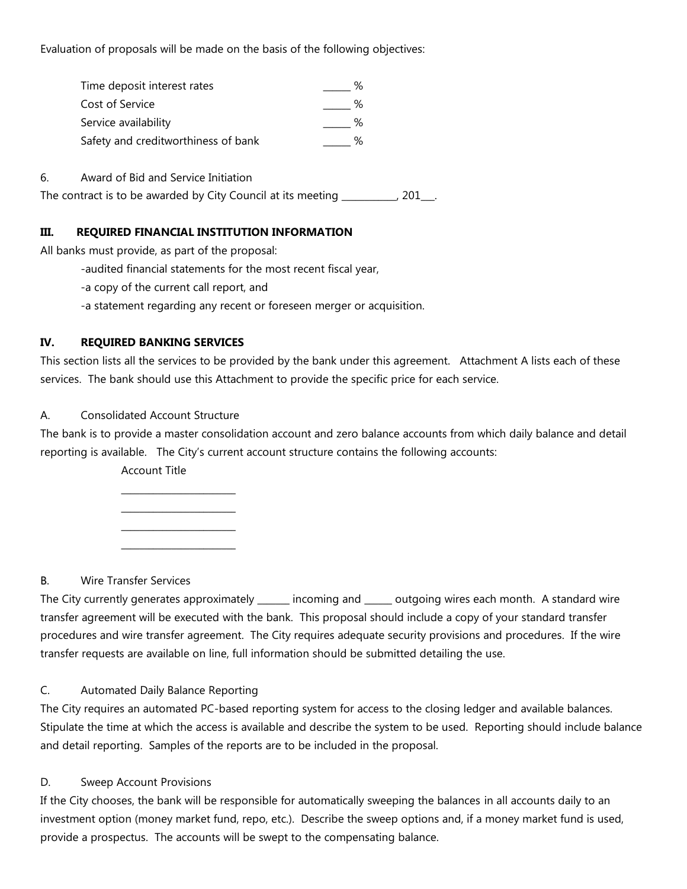Evaluation of proposals will be made on the basis of the following objectives:

| | |
|---|---|
| Time deposit interest rates | ______ % |
| Cost of Service | ______ % |
| Service availability | ______ % |
| Safety and creditworthiness of bank | ______ % |

6. Award of Bid and Service Initiation

The contract is to be awarded by City Council at its meeting ___________, 201___.

## III. REQUIRED FINANCIAL INSTITUTION INFORMATION

All banks must provide, as part of the proposal:

- audited financial statements for the most recent fiscal year,
- a copy of the current call report, and
- a statement regarding any recent or foreseen merger or acquisition.

## IV. REQUIRED BANKING SERVICES

This section lists all the services to be provided by the bank under this agreement. Attachment A lists each of these services. The bank should use this Attachment to provide the specific price for each service.

A. Consolidated Account Structure

The bank is to provide a master consolidation account and zero balance accounts from which daily balance and detail reporting is available. The City's current account structure contains the following accounts:

Account Title

_______________________

_______________________

_______________________

_______________________

B. Wire Transfer Services

The City currently generates approximately ______ incoming and _____ outgoing wires each month. A standard wire transfer agreement will be executed with the bank. This proposal should include a copy of your standard transfer procedures and wire transfer agreement. The City requires adequate security provisions and procedures. If the wire transfer requests are available on line, full information should be submitted detailing the use.

C. Automated Daily Balance Reporting

The City requires an automated PC-based reporting system for access to the closing ledger and available balances. Stipulate the time at which the access is available and describe the system to be used. Reporting should include balance and detail reporting. Samples of the reports are to be included in the proposal.

D. Sweep Account Provisions

If the City chooses, the bank will be responsible for automatically sweeping the balances in all accounts daily to an investment option (money market fund, repo, etc.). Describe the sweep options and, if a money market fund is used, provide a prospectus. The accounts will be swept to the compensating balance.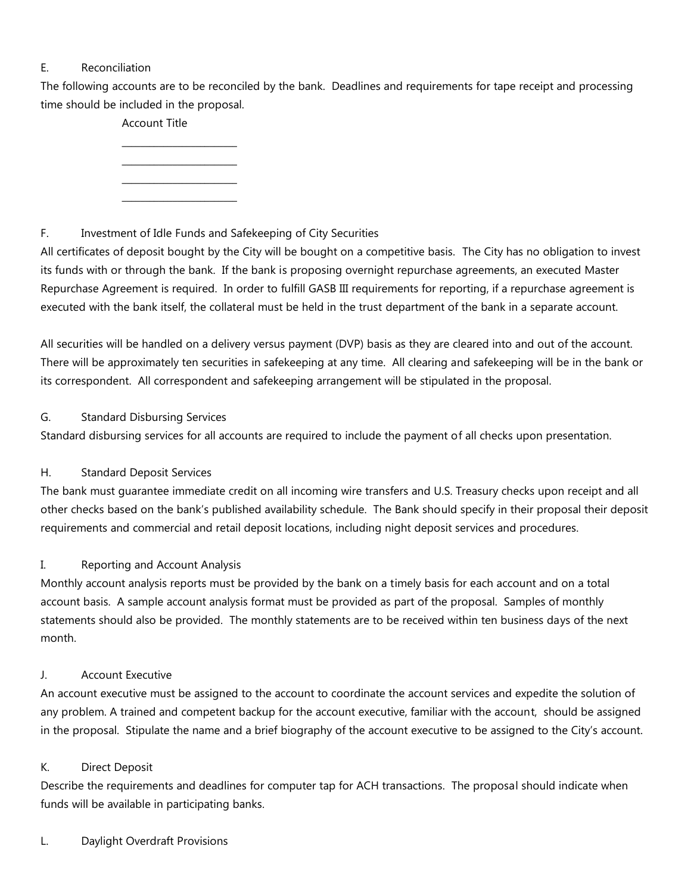E. Reconciliation

The following accounts are to be reconciled by the bank. Deadlines and requirements for tape receipt and processing time should be included in the proposal.

Account Title

\_\_\_\_\_\_\_\_\_\_\_\_\_\_\_\_\_\_\_\_\_\_\_\_

\_\_\_\_\_\_\_\_\_\_\_\_\_\_\_\_\_\_\_\_\_\_\_\_

\_\_\_\_\_\_\_\_\_\_\_\_\_\_\_\_\_\_\_\_\_\_\_\_

\_\_\_\_\_\_\_\_\_\_\_\_\_\_\_\_\_\_\_\_\_\_\_\_

F. Investment of Idle Funds and Safekeeping of City Securities

All certificates of deposit bought by the City will be bought on a competitive basis. The City has no obligation to invest its funds with or through the bank. If the bank is proposing overnight repurchase agreements, an executed Master Repurchase Agreement is required. In order to fulfill GASB III requirements for reporting, if a repurchase agreement is executed with the bank itself, the collateral must be held in the trust department of the bank in a separate account.

All securities will be handled on a delivery versus payment (DVP) basis as they are cleared into and out of the account. There will be approximately ten securities in safekeeping at any time. All clearing and safekeeping will be in the bank or its correspondent. All correspondent and safekeeping arrangement will be stipulated in the proposal.

G. Standard Disbursing Services

Standard disbursing services for all accounts are required to include the payment of all checks upon presentation.

H. Standard Deposit Services

The bank must guarantee immediate credit on all incoming wire transfers and U.S. Treasury checks upon receipt and all other checks based on the bank's published availability schedule. The Bank should specify in their proposal their deposit requirements and commercial and retail deposit locations, including night deposit services and procedures.

I. Reporting and Account Analysis

Monthly account analysis reports must be provided by the bank on a timely basis for each account and on a total account basis. A sample account analysis format must be provided as part of the proposal. Samples of monthly statements should also be provided. The monthly statements are to be received within ten business days of the next month.

J. Account Executive

An account executive must be assigned to the account to coordinate the account services and expedite the solution of any problem. A trained and competent backup for the account executive, familiar with the account, should be assigned in the proposal. Stipulate the name and a brief biography of the account executive to be assigned to the City's account.

K. Direct Deposit

Describe the requirements and deadlines for computer tap for ACH transactions. The proposal should indicate when funds will be available in participating banks.

L. Daylight Overdraft Provisions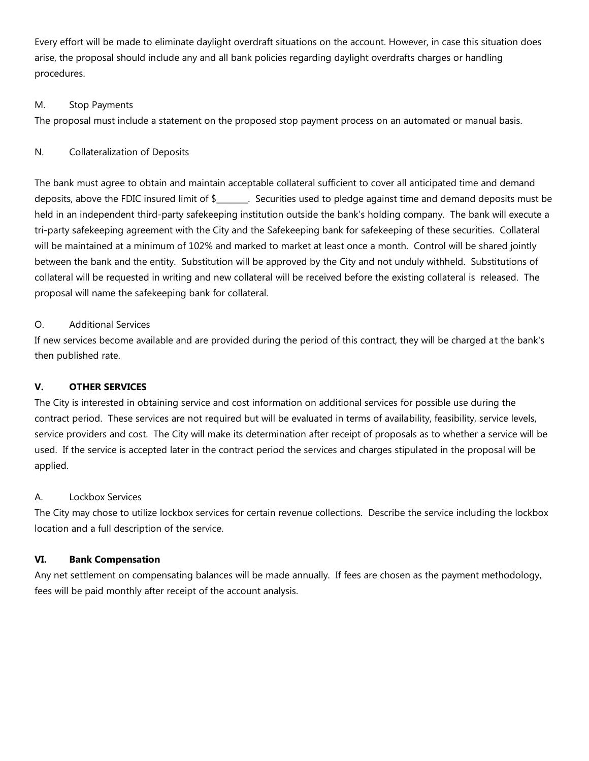Every effort will be made to eliminate daylight overdraft situations on the account. However, in case this situation does arise, the proposal should include any and all bank policies regarding daylight overdrafts charges or handling procedures.

M. Stop Payments

The proposal must include a statement on the proposed stop payment process on an automated or manual basis.

N. Collateralization of Deposits

The bank must agree to obtain and maintain acceptable collateral sufficient to cover all anticipated time and demand deposits, above the FDIC insured limit of $_______. Securities used to pledge against time and demand deposits must be held in an independent third-party safekeeping institution outside the bank's holding company. The bank will execute a tri-party safekeeping agreement with the City and the Safekeeping bank for safekeeping of these securities. Collateral will be maintained at a minimum of 102% and marked to market at least once a month. Control will be shared jointly between the bank and the entity. Substitution will be approved by the City and not unduly withheld. Substitutions of collateral will be requested in writing and new collateral will be received before the existing collateral is released. The proposal will name the safekeeping bank for collateral.

O. Additional Services

If new services become available and are provided during the period of this contract, they will be charged at the bank's then published rate.

## V. OTHER SERVICES

The City is interested in obtaining service and cost information on additional services for possible use during the contract period. These services are not required but will be evaluated in terms of availability, feasibility, service levels, service providers and cost. The City will make its determination after receipt of proposals as to whether a service will be used. If the service is accepted later in the contract period the services and charges stipulated in the proposal will be applied.

A. Lockbox Services

The City may chose to utilize lockbox services for certain revenue collections. Describe the service including the lockbox location and a full description of the service.

## VI. Bank Compensation

Any net settlement on compensating balances will be made annually. If fees are chosen as the payment methodology, fees will be paid monthly after receipt of the account analysis.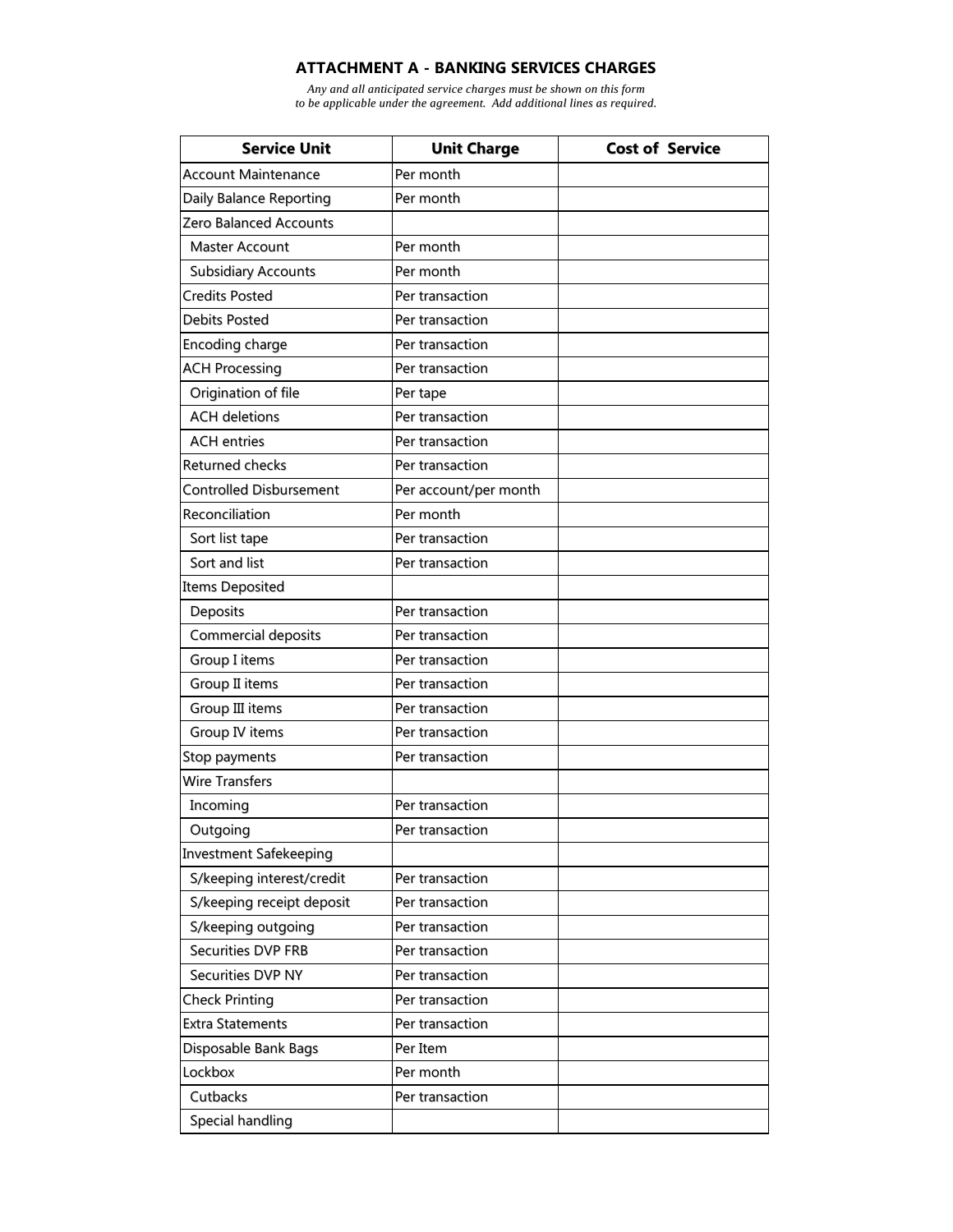## ATTACHMENT A - BANKING SERVICES CHARGES

*Any and all anticipated service charges must be shown on this form to be applicable under the agreement. Add additional lines as required.*

| Service Unit | Unit Charge | Cost of Service |
|---|---|---|
| Account Maintenance | Per month | |
| Daily Balance Reporting | Per month | |
| Zero Balanced Accounts | | |
| Master Account | Per month | |
| Subsidiary Accounts | Per month | |
| Credits Posted | Per transaction | |
| Debits Posted | Per transaction | |
| Encoding charge | Per transaction | |
| ACH Processing | Per transaction | |
| Origination of file | Per tape | |
| ACH deletions | Per transaction | |
| ACH entries | Per transaction | |
| Returned checks | Per transaction | |
| Controlled Disbursement | Per account/per month | |
| Reconciliation | Per month | |
| Sort list tape | Per transaction | |
| Sort and list | Per transaction | |
| Items Deposited | | |
| Deposits | Per transaction | |
| Commercial deposits | Per transaction | |
| Group I items | Per transaction | |
| Group II items | Per transaction | |
| Group III items | Per transaction | |
| Group IV items | Per transaction | |
| Stop payments | Per transaction | |
| Wire Transfers | | |
| Incoming | Per transaction | |
| Outgoing | Per transaction | |
| Investment Safekeeping | | |
| S/keeping interest/credit | Per transaction | |
| S/keeping receipt deposit | Per transaction | |
| S/keeping outgoing | Per transaction | |
| Securities DVP FRB | Per transaction | |
| Securities DVP NY | Per transaction | |
| Check Printing | Per transaction | |
| Extra Statements | Per transaction | |
| Disposable Bank Bags | Per Item | |
| Lockbox | Per month | |
| Cutbacks | Per transaction | |
| Special handling | | |